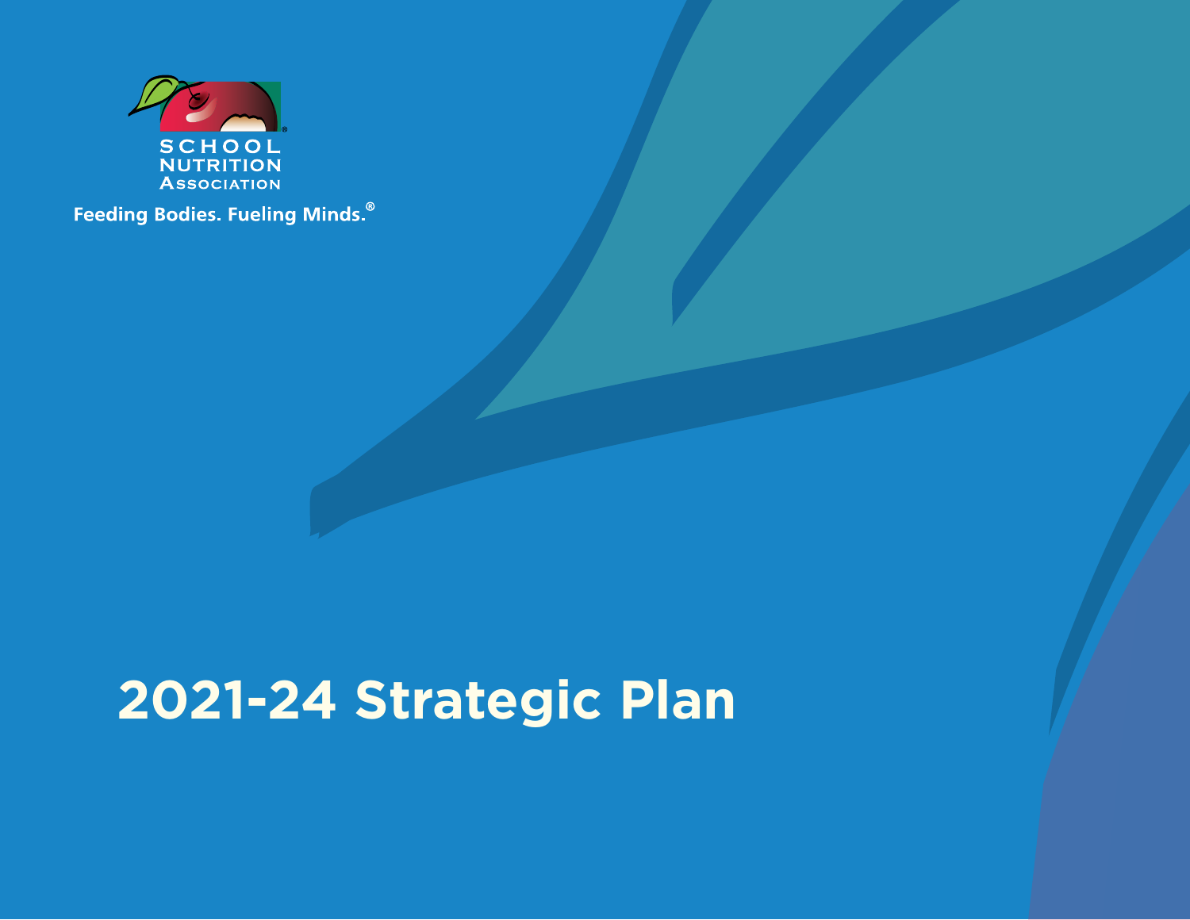SCHOOL NUTRITION ASSOCIATION

Feeding Bodies. Fueling Minds.®

# 2021-24 Strategic Plan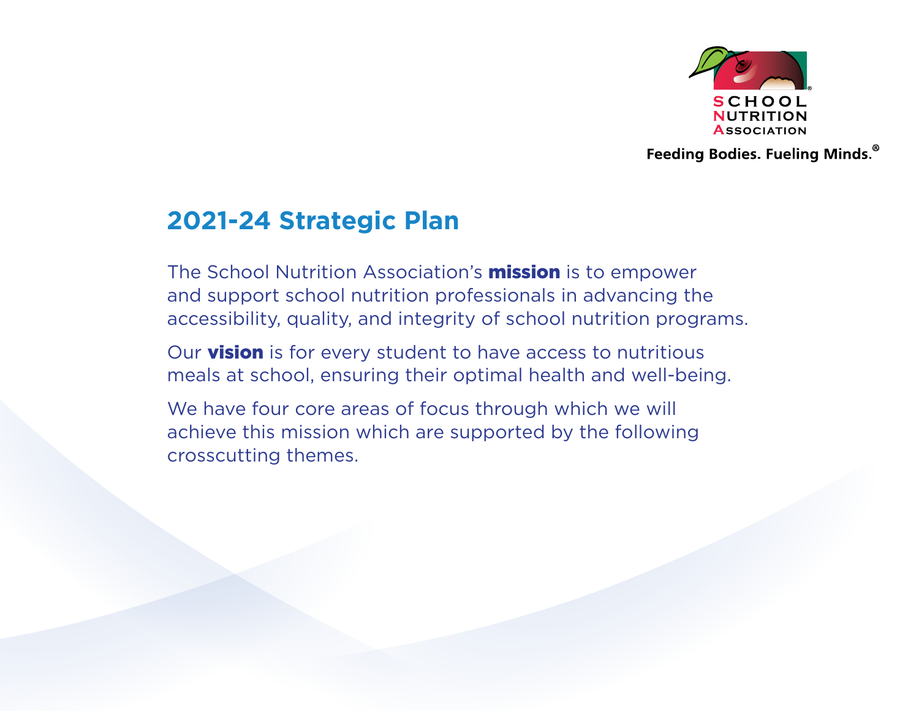SCHOOL NUTRITION ASSOCIATION

Feeding Bodies. Fueling Minds.®

## 2021-24 Strategic Plan

The School Nutrition Association's **mission** is to empower and support school nutrition professionals in advancing the accessibility, quality, and integrity of school nutrition programs.

Our **vision** is for every student to have access to nutritious meals at school, ensuring their optimal health and well-being.

We have four core areas of focus through which we will achieve this mission which are supported by the following crosscutting themes.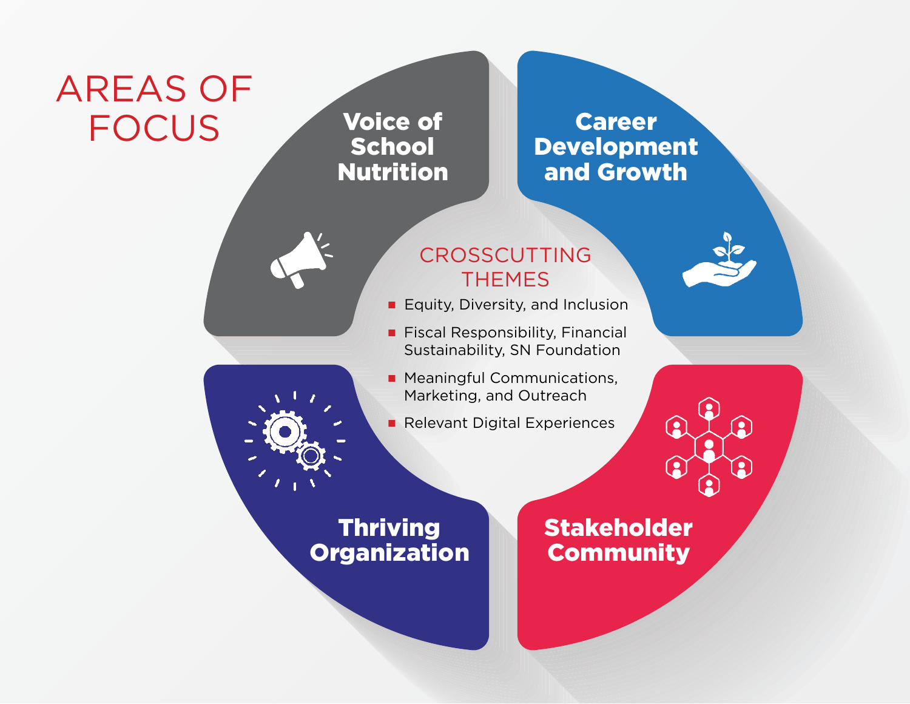# AREAS OF FOCUS

## Voice of School Nutrition

## Career Development and Growth

## Thriving Organization

## Stakeholder Community

### CROSSCUTTING THEMES

- Equity, Diversity, and Inclusion
- Fiscal Responsibility, Financial Sustainability, SN Foundation
- Meaningful Communications, Marketing, and Outreach
- Relevant Digital Experiences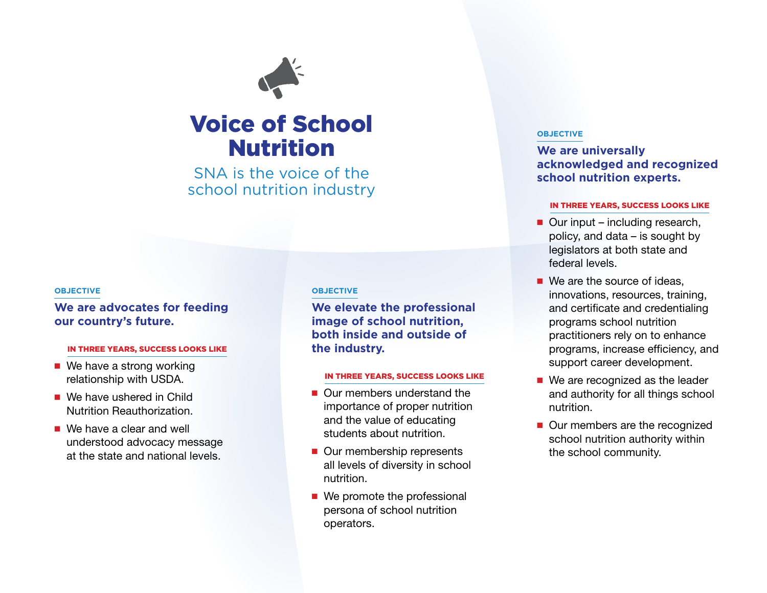# Voice of School Nutrition

SNA is the voice of the school nutrition industry

#### OBJECTIVE

### We are advocates for feeding our country's future.

**IN THREE YEARS, SUCCESS LOOKS LIKE**

- We have a strong working relationship with USDA.
- We have ushered in Child Nutrition Reauthorization.
- We have a clear and well understood advocacy message at the state and national levels.

#### OBJECTIVE

### We elevate the professional image of school nutrition, both inside and outside of the industry.

**IN THREE YEARS, SUCCESS LOOKS LIKE**

- Our members understand the importance of proper nutrition and the value of educating students about nutrition.
- Our membership represents all levels of diversity in school nutrition.
- We promote the professional persona of school nutrition operators.

#### OBJECTIVE

### We are universally acknowledged and recognized school nutrition experts.

**IN THREE YEARS, SUCCESS LOOKS LIKE**

- Our input – including research, policy, and data – is sought by legislators at both state and federal levels.
- We are the source of ideas, innovations, resources, training, and certificate and credentialing programs school nutrition practitioners rely on to enhance programs, increase efficiency, and support career development.
- We are recognized as the leader and authority for all things school nutrition.
- Our members are the recognized school nutrition authority within the school community.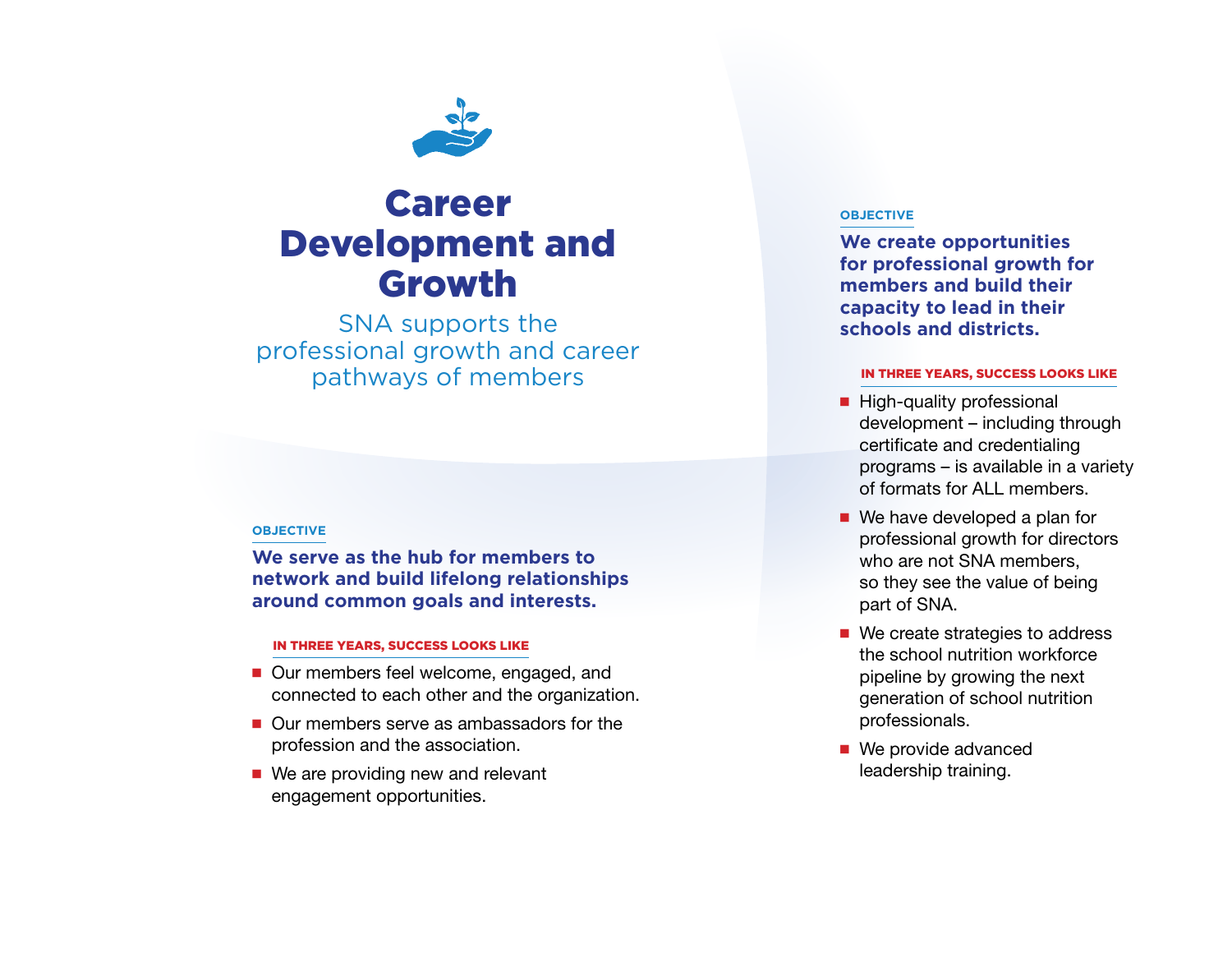# Career Development and Growth

SNA supports the professional growth and career pathways of members

**OBJECTIVE**

**We serve as the hub for members to network and build lifelong relationships around common goals and interests.**

**IN THREE YEARS, SUCCESS LOOKS LIKE**

- Our members feel welcome, engaged, and connected to each other and the organization.
- Our members serve as ambassadors for the profession and the association.
- We are providing new and relevant engagement opportunities.

**OBJECTIVE**

**We create opportunities for professional growth for members and build their capacity to lead in their schools and districts.**

**IN THREE YEARS, SUCCESS LOOKS LIKE**

- High-quality professional development – including through certificate and credentialing programs – is available in a variety of formats for ALL members.
- We have developed a plan for professional growth for directors who are not SNA members, so they see the value of being part of SNA.
- We create strategies to address the school nutrition workforce pipeline by growing the next generation of school nutrition professionals.
- We provide advanced leadership training.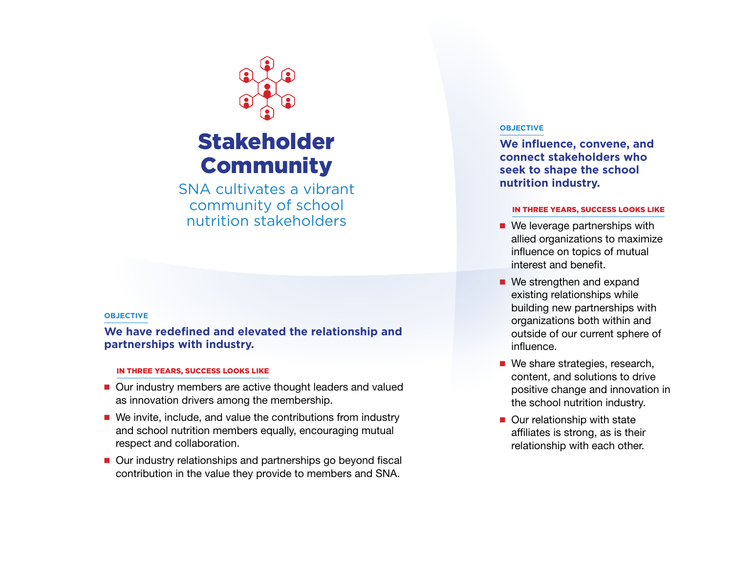# Stakeholder Community

SNA cultivates a vibrant community of school nutrition stakeholders

**OBJECTIVE**

**We have redefined and elevated the relationship and partnerships with industry.**

**IN THREE YEARS, SUCCESS LOOKS LIKE**

- Our industry members are active thought leaders and valued as innovation drivers among the membership.
- We invite, include, and value the contributions from industry and school nutrition members equally, encouraging mutual respect and collaboration.
- Our industry relationships and partnerships go beyond fiscal contribution in the value they provide to members and SNA.

**OBJECTIVE**

**We influence, convene, and connect stakeholders who seek to shape the school nutrition industry.**

**IN THREE YEARS, SUCCESS LOOKS LIKE**

- We leverage partnerships with allied organizations to maximize influence on topics of mutual interest and benefit.
- We strengthen and expand existing relationships while building new partnerships with organizations both within and outside of our current sphere of influence.
- We share strategies, research, content, and solutions to drive positive change and innovation in the school nutrition industry.
- Our relationship with state affiliates is strong, as is their relationship with each other.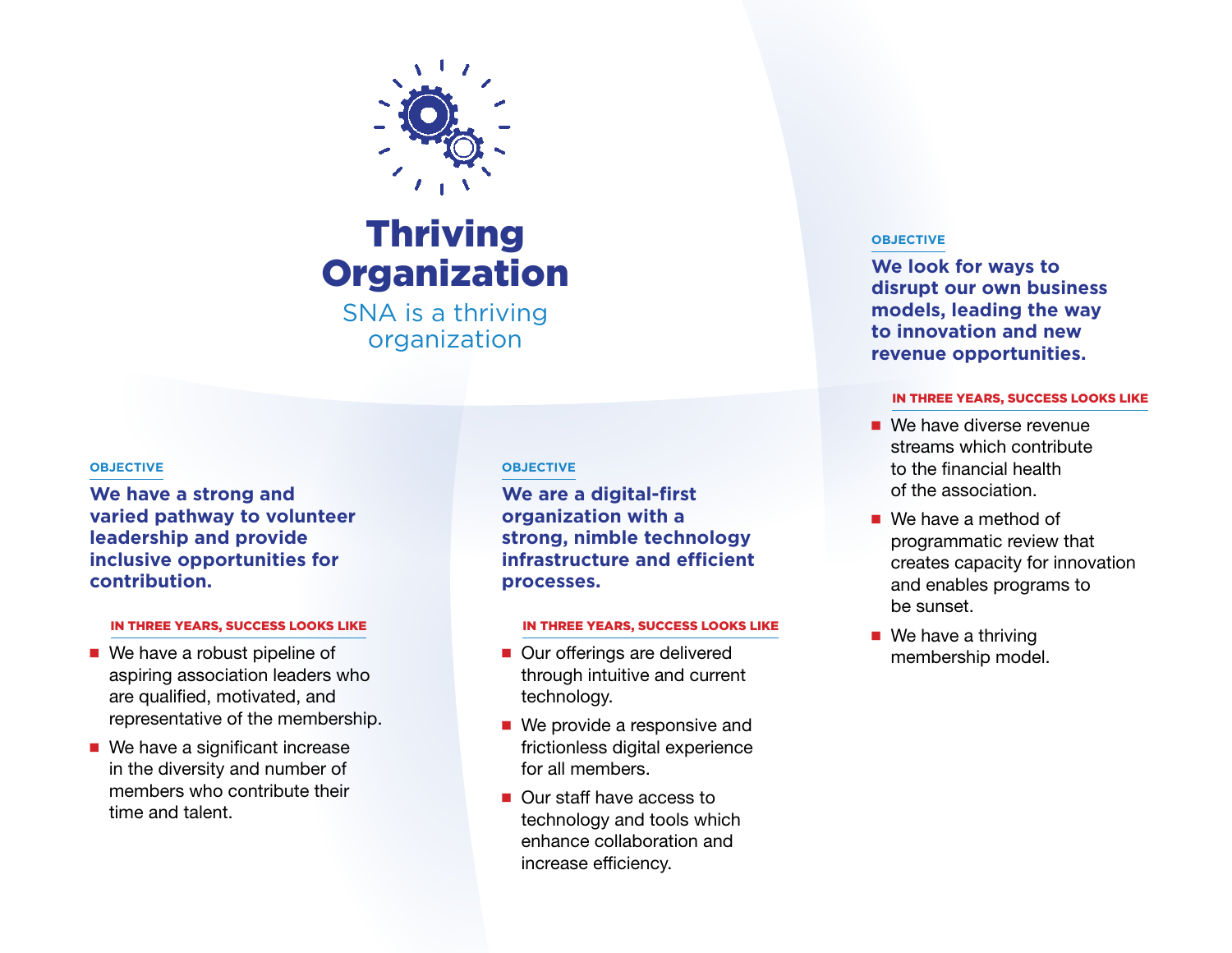# Thriving Organization

SNA is a thriving organization

**OBJECTIVE**

**We have a strong and varied pathway to volunteer leadership and provide inclusive opportunities for contribution.**

**IN THREE YEARS, SUCCESS LOOKS LIKE**

- We have a robust pipeline of aspiring association leaders who are qualified, motivated, and representative of the membership.
- We have a significant increase in the diversity and number of members who contribute their time and talent.

**OBJECTIVE**

**We are a digital-first organization with a strong, nimble technology infrastructure and efficient processes.**

**IN THREE YEARS, SUCCESS LOOKS LIKE**

- Our offerings are delivered through intuitive and current technology.
- We provide a responsive and frictionless digital experience for all members.
- Our staff have access to technology and tools which enhance collaboration and increase efficiency.

**OBJECTIVE**

**We look for ways to disrupt our own business models, leading the way to innovation and new revenue opportunities.**

**IN THREE YEARS, SUCCESS LOOKS LIKE**

- We have diverse revenue streams which contribute to the financial health of the association.
- We have a method of programmatic review that creates capacity for innovation and enables programs to be sunset.
- We have a thriving membership model.